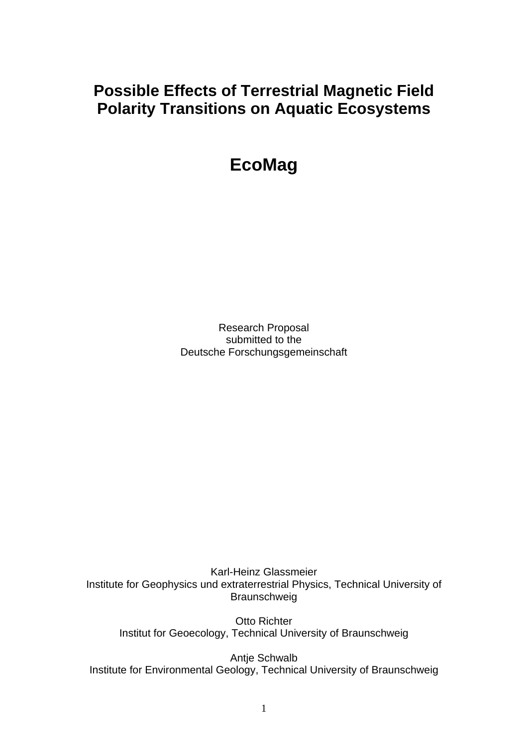# Possible Effects of Terrestrial Magnetic Field Polarity Transitions on Aquatic Ecosystems

# EcoMag

Research Proposal
submitted to the
Deutsche Forschungsgemeinschaft

Karl-Heinz Glassmeier
Institute for Geophysics und extraterrestrial Physics, Technical University of Braunschweig

Otto Richter
Institut for Geoecology, Technical University of Braunschweig

Antje Schwalb
Institute for Environmental Geology, Technical University of Braunschweig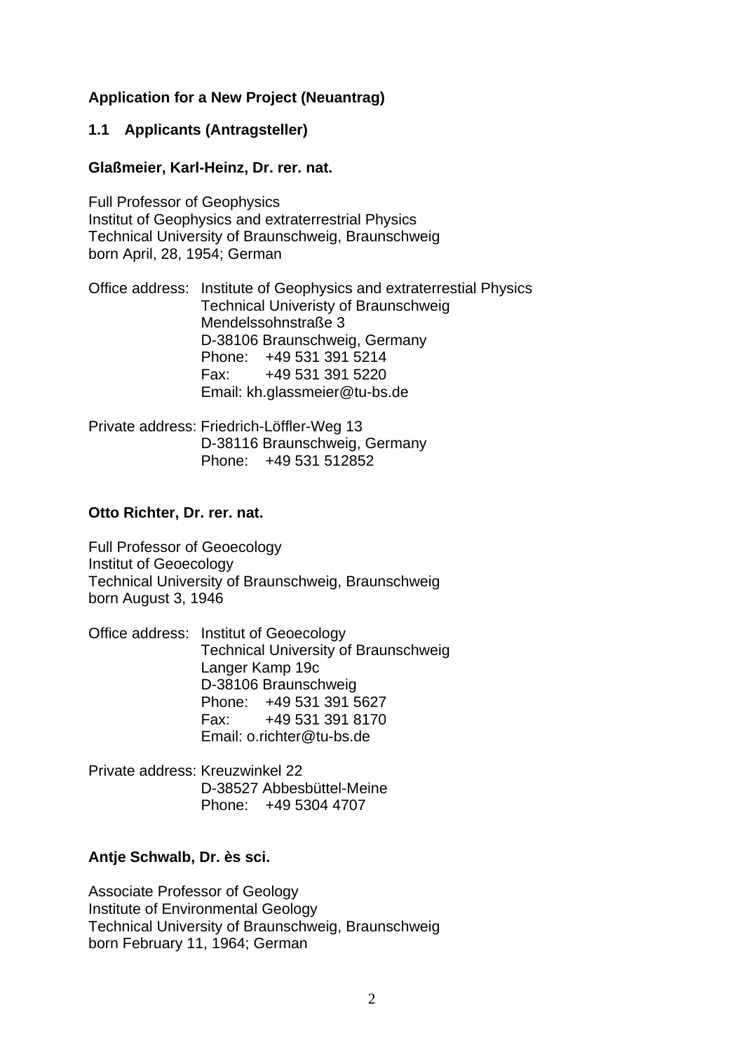**Application for a New Project (Neuantrag)**

## 1.1 Applicants (Antragsteller)

**Glaßmeier, Karl-Heinz, Dr. rer. nat.**

Full Professor of Geophysics
Institut of Geophysics and extraterrestrial Physics
Technical University of Braunschweig, Braunschweig
born April, 28, 1954; German

Office address: Institute of Geophysics and extraterrestial Physics
Technical Univeristy of Braunschweig
Mendelssohnstraße 3
D-38106 Braunschweig, Germany
Phone: +49 531 391 5214
Fax: +49 531 391 5220
Email: kh.glassmeier@tu-bs.de

Private address: Friedrich-Löffler-Weg 13
D-38116 Braunschweig, Germany
Phone: +49 531 512852

**Otto Richter, Dr. rer. nat.**

Full Professor of Geoecology
Institut of Geoecology
Technical University of Braunschweig, Braunschweig
born August 3, 1946

Office address: Institut of Geoecology
Technical University of Braunschweig
Langer Kamp 19c
D-38106 Braunschweig
Phone: +49 531 391 5627
Fax: +49 531 391 8170
Email: o.richter@tu-bs.de

Private address: Kreuzwinkel 22
D-38527 Abbesbüttel-Meine
Phone: +49 5304 4707

**Antje Schwalb, Dr. ès sci.**

Associate Professor of Geology
Institute of Environmental Geology
Technical University of Braunschweig, Braunschweig
born February 11, 1964; German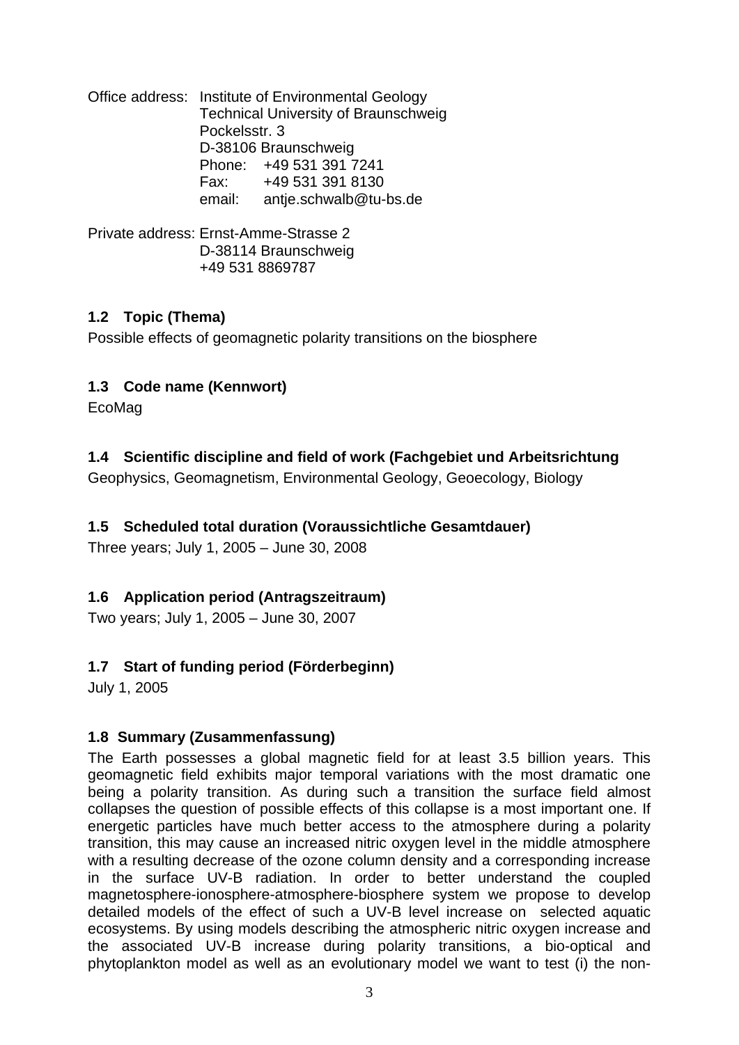Office address: Institute of Environmental Geology
Technical University of Braunschweig
Pockelsstr. 3
D-38106 Braunschweig
Phone: +49 531 391 7241
Fax: +49 531 391 8130
email: antje.schwalb@tu-bs.de

Private address: Ernst-Amme-Strasse 2
D-38114 Braunschweig
+49 531 8869787

### 1.2 Topic (Thema)

Possible effects of geomagnetic polarity transitions on the biosphere

### 1.3 Code name (Kennwort)

EcoMag

### 1.4 Scientific discipline and field of work (Fachgebiet und Arbeitsrichtung

Geophysics, Geomagnetism, Environmental Geology, Geoecology, Biology

### 1.5 Scheduled total duration (Voraussichtliche Gesamtdauer)

Three years; July 1, 2005 – June 30, 2008

### 1.6 Application period (Antragszeitraum)

Two years; July 1, 2005 – June 30, 2007

### 1.7 Start of funding period (Förderbeginn)

July 1, 2005

### 1.8 Summary (Zusammenfassung)

The Earth possesses a global magnetic field for at least 3.5 billion years. This geomagnetic field exhibits major temporal variations with the most dramatic one being a polarity transition. As during such a transition the surface field almost collapses the question of possible effects of this collapse is a most important one. If energetic particles have much better access to the atmosphere during a polarity transition, this may cause an increased nitric oxygen level in the middle atmosphere with a resulting decrease of the ozone column density and a corresponding increase in the surface UV-B radiation. In order to better understand the coupled magnetosphere-ionosphere-atmosphere-biosphere system we propose to develop detailed models of the effect of such a UV-B level increase on selected aquatic ecosystems. By using models describing the atmospheric nitric oxygen increase and the associated UV-B increase during polarity transitions, a bio-optical and phytoplankton model as well as an evolutionary model we want to test (i) the non-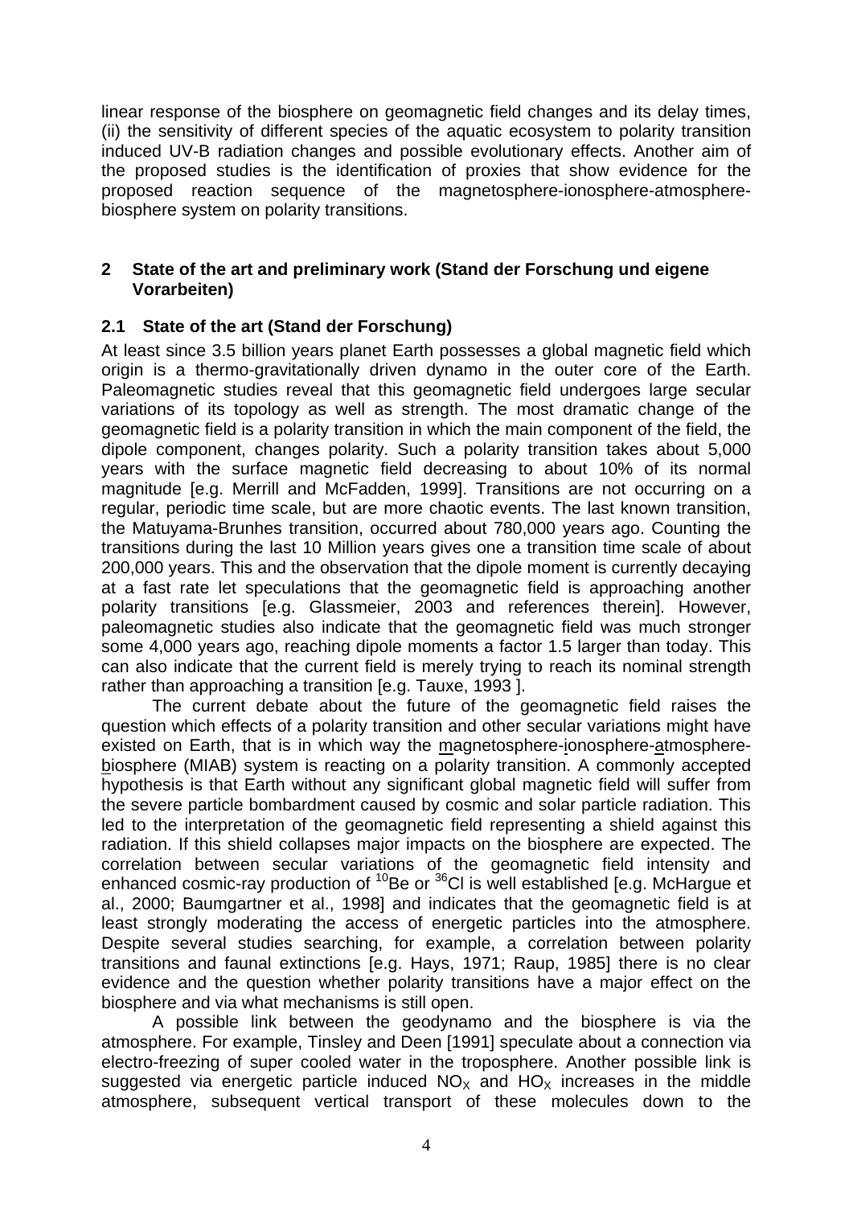linear response of the biosphere on geomagnetic field changes and its delay times, (ii) the sensitivity of different species of the aquatic ecosystem to polarity transition induced UV-B radiation changes and possible evolutionary effects. Another aim of the proposed studies is the identification of proxies that show evidence for the proposed reaction sequence of the magnetosphere-ionosphere-atmosphere-biosphere system on polarity transitions.

## 2 State of the art and preliminary work (Stand der Forschung und eigene Vorarbeiten)

### 2.1 State of the art (Stand der Forschung)

At least since 3.5 billion years planet Earth possesses a global magnetic field which origin is a thermo-gravitationally driven dynamo in the outer core of the Earth. Paleomagnetic studies reveal that this geomagnetic field undergoes large secular variations of its topology as well as strength. The most dramatic change of the geomagnetic field is a polarity transition in which the main component of the field, the dipole component, changes polarity. Such a polarity transition takes about 5,000 years with the surface magnetic field decreasing to about 10% of its normal magnitude [e.g. Merrill and McFadden, 1999]. Transitions are not occurring on a regular, periodic time scale, but are more chaotic events. The last known transition, the Matuyama-Brunhes transition, occurred about 780,000 years ago. Counting the transitions during the last 10 Million years gives one a transition time scale of about 200,000 years. This and the observation that the dipole moment is currently decaying at a fast rate let speculations that the geomagnetic field is approaching another polarity transitions [e.g. Glassmeier, 2003 and references therein]. However, paleomagnetic studies also indicate that the geomagnetic field was much stronger some 4,000 years ago, reaching dipole moments a factor 1.5 larger than today. This can also indicate that the current field is merely trying to reach its nominal strength rather than approaching a transition [e.g. Tauxe, 1993 ].

The current debate about the future of the geomagnetic field raises the question which effects of a polarity transition and other secular variations might have existed on Earth, that is in which way the magnetosphere-ionosphere-atmosphere-biosphere (MIAB) system is reacting on a polarity transition. A commonly accepted hypothesis is that Earth without any significant global magnetic field will suffer from the severe particle bombardment caused by cosmic and solar particle radiation. This led to the interpretation of the geomagnetic field representing a shield against this radiation. If this shield collapses major impacts on the biosphere are expected. The correlation between secular variations of the geomagnetic field intensity and enhanced cosmic-ray production of $^{10}Be$ or $^{36}Cl$ is well established [e.g. McHargue et al., 2000; Baumgartner et al., 1998] and indicates that the geomagnetic field is at least strongly moderating the access of energetic particles into the atmosphere. Despite several studies searching, for example, a correlation between polarity transitions and faunal extinctions [e.g. Hays, 1971; Raup, 1985] there is no clear evidence and the question whether polarity transitions have a major effect on the biosphere and via what mechanisms is still open.

A possible link between the geodynamo and the biosphere is via the atmosphere. For example, Tinsley and Deen [1991] speculate about a connection via electro-freezing of super cooled water in the troposphere. Another possible link is suggested via energetic particle induced $NO_X$ and $HO_X$ increases in the middle atmosphere, subsequent vertical transport of these molecules down to the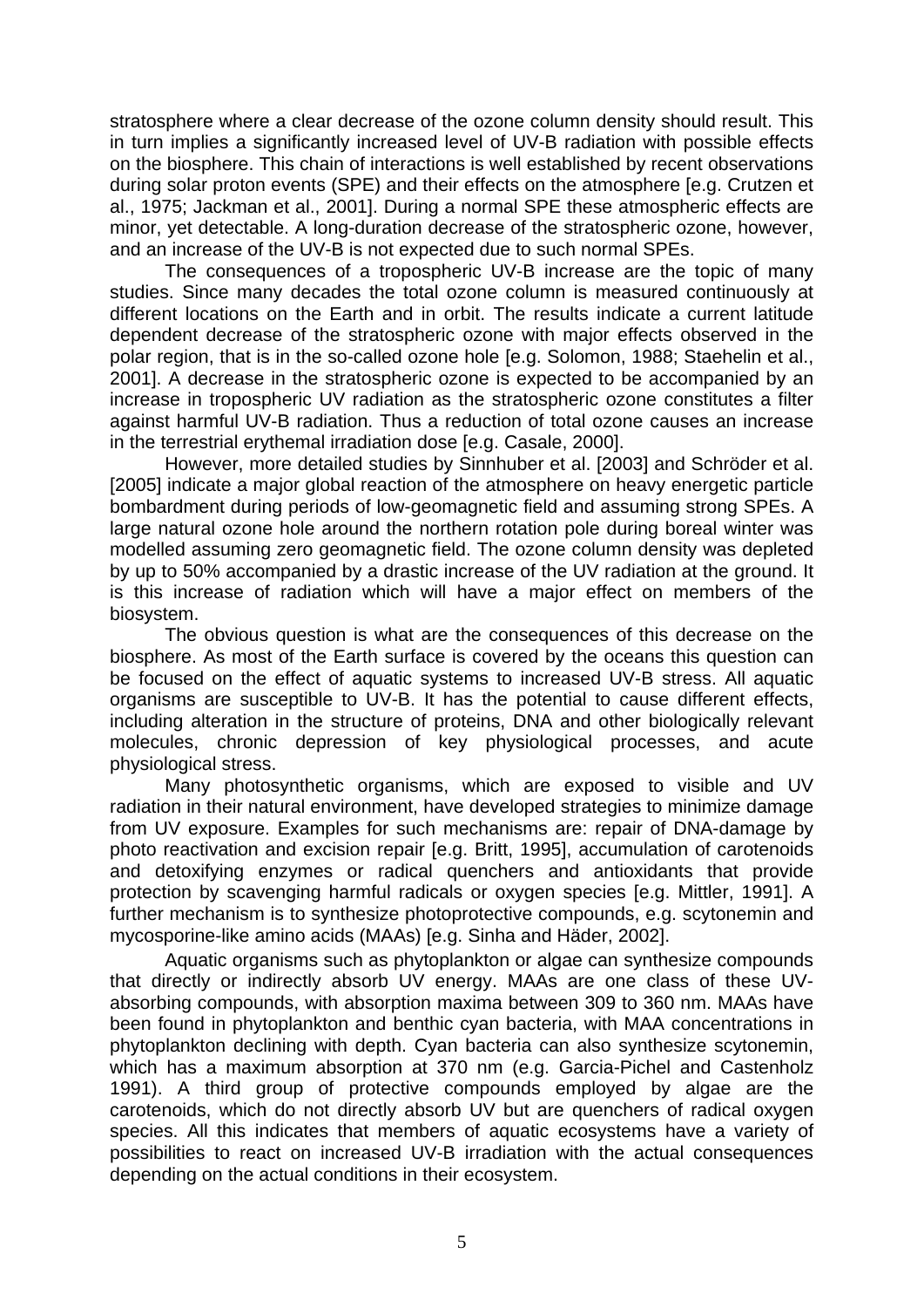stratosphere where a clear decrease of the ozone column density should result. This in turn implies a significantly increased level of UV-B radiation with possible effects on the biosphere. This chain of interactions is well established by recent observations during solar proton events (SPE) and their effects on the atmosphere [e.g. Crutzen et al., 1975; Jackman et al., 2001]. During a normal SPE these atmospheric effects are minor, yet detectable. A long-duration decrease of the stratospheric ozone, however, and an increase of the UV-B is not expected due to such normal SPEs.

The consequences of a tropospheric UV-B increase are the topic of many studies. Since many decades the total ozone column is measured continuously at different locations on the Earth and in orbit. The results indicate a current latitude dependent decrease of the stratospheric ozone with major effects observed in the polar region, that is in the so-called ozone hole [e.g. Solomon, 1988; Staehelin et al., 2001]. A decrease in the stratospheric ozone is expected to be accompanied by an increase in tropospheric UV radiation as the stratospheric ozone constitutes a filter against harmful UV-B radiation. Thus a reduction of total ozone causes an increase in the terrestrial erythemal irradiation dose [e.g. Casale, 2000].

However, more detailed studies by Sinnhuber et al. [2003] and Schröder et al. [2005] indicate a major global reaction of the atmosphere on heavy energetic particle bombardment during periods of low-geomagnetic field and assuming strong SPEs. A large natural ozone hole around the northern rotation pole during boreal winter was modelled assuming zero geomagnetic field. The ozone column density was depleted by up to 50% accompanied by a drastic increase of the UV radiation at the ground. It is this increase of radiation which will have a major effect on members of the biosystem.

The obvious question is what are the consequences of this decrease on the biosphere. As most of the Earth surface is covered by the oceans this question can be focused on the effect of aquatic systems to increased UV-B stress. All aquatic organisms are susceptible to UV-B. It has the potential to cause different effects, including alteration in the structure of proteins, DNA and other biologically relevant molecules, chronic depression of key physiological processes, and acute physiological stress.

Many photosynthetic organisms, which are exposed to visible and UV radiation in their natural environment, have developed strategies to minimize damage from UV exposure. Examples for such mechanisms are: repair of DNA-damage by photo reactivation and excision repair [e.g. Britt, 1995], accumulation of carotenoids and detoxifying enzymes or radical quenchers and antioxidants that provide protection by scavenging harmful radicals or oxygen species [e.g. Mittler, 1991]. A further mechanism is to synthesize photoprotective compounds, e.g. scytonemin and mycosporine-like amino acids (MAAs) [e.g. Sinha and Häder, 2002].

Aquatic organisms such as phytoplankton or algae can synthesize compounds that directly or indirectly absorb UV energy. MAAs are one class of these UV-absorbing compounds, with absorption maxima between 309 to 360 nm. MAAs have been found in phytoplankton and benthic cyan bacteria, with MAA concentrations in phytoplankton declining with depth. Cyan bacteria can also synthesize scytonemin, which has a maximum absorption at 370 nm (e.g. Garcia-Pichel and Castenholz 1991). A third group of protective compounds employed by algae are the carotenoids, which do not directly absorb UV but are quenchers of radical oxygen species. All this indicates that members of aquatic ecosystems have a variety of possibilities to react on increased UV-B irradiation with the actual consequences depending on the actual conditions in their ecosystem.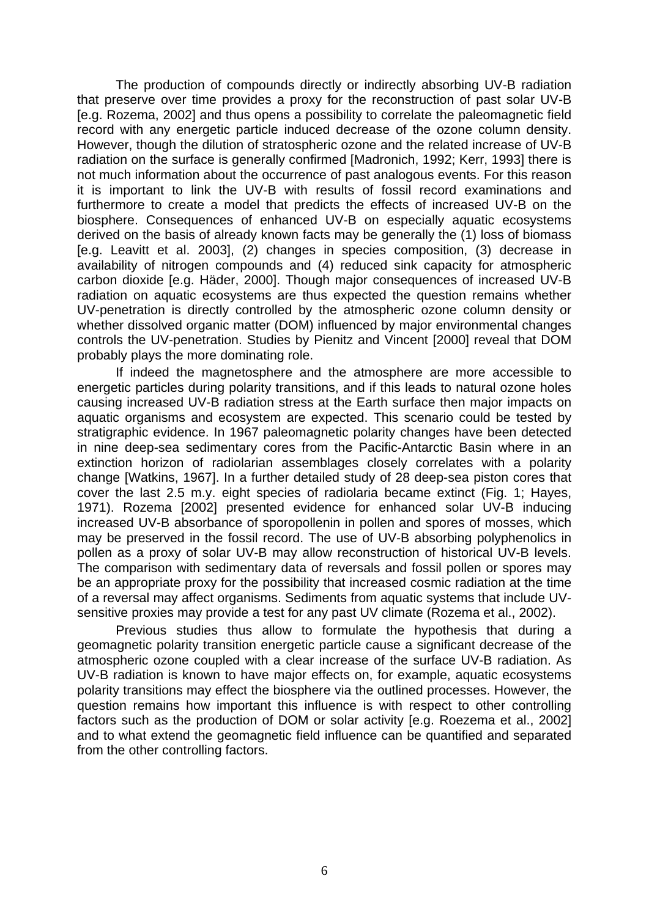The production of compounds directly or indirectly absorbing UV-B radiation that preserve over time provides a proxy for the reconstruction of past solar UV-B [e.g. Rozema, 2002] and thus opens a possibility to correlate the paleomagnetic field record with any energetic particle induced decrease of the ozone column density. However, though the dilution of stratospheric ozone and the related increase of UV-B radiation on the surface is generally confirmed [Madronich, 1992; Kerr, 1993] there is not much information about the occurrence of past analogous events. For this reason it is important to link the UV-B with results of fossil record examinations and furthermore to create a model that predicts the effects of increased UV-B on the biosphere. Consequences of enhanced UV-B on especially aquatic ecosystems derived on the basis of already known facts may be generally the (1) loss of biomass [e.g. Leavitt et al. 2003], (2) changes in species composition, (3) decrease in availability of nitrogen compounds and (4) reduced sink capacity for atmospheric carbon dioxide [e.g. Häder, 2000]. Though major consequences of increased UV-B radiation on aquatic ecosystems are thus expected the question remains whether UV-penetration is directly controlled by the atmospheric ozone column density or whether dissolved organic matter (DOM) influenced by major environmental changes controls the UV-penetration. Studies by Pienitz and Vincent [2000] reveal that DOM probably plays the more dominating role.

If indeed the magnetosphere and the atmosphere are more accessible to energetic particles during polarity transitions, and if this leads to natural ozone holes causing increased UV-B radiation stress at the Earth surface then major impacts on aquatic organisms and ecosystem are expected. This scenario could be tested by stratigraphic evidence. In 1967 paleomagnetic polarity changes have been detected in nine deep-sea sedimentary cores from the Pacific-Antarctic Basin where in an extinction horizon of radiolarian assemblages closely correlates with a polarity change [Watkins, 1967]. In a further detailed study of 28 deep-sea piston cores that cover the last 2.5 m.y. eight species of radiolaria became extinct (Fig. 1; Hayes, 1971). Rozema [2002] presented evidence for enhanced solar UV-B inducing increased UV-B absorbance of sporopollenin in pollen and spores of mosses, which may be preserved in the fossil record. The use of UV-B absorbing polyphenolics in pollen as a proxy of solar UV-B may allow reconstruction of historical UV-B levels. The comparison with sedimentary data of reversals and fossil pollen or spores may be an appropriate proxy for the possibility that increased cosmic radiation at the time of a reversal may affect organisms. Sediments from aquatic systems that include UV-sensitive proxies may provide a test for any past UV climate (Rozema et al., 2002).

Previous studies thus allow to formulate the hypothesis that during a geomagnetic polarity transition energetic particle cause a significant decrease of the atmospheric ozone coupled with a clear increase of the surface UV-B radiation. As UV-B radiation is known to have major effects on, for example, aquatic ecosystems polarity transitions may effect the biosphere via the outlined processes. However, the question remains how important this influence is with respect to other controlling factors such as the production of DOM or solar activity [e.g. Roezema et al., 2002] and to what extend the geomagnetic field influence can be quantified and separated from the other controlling factors.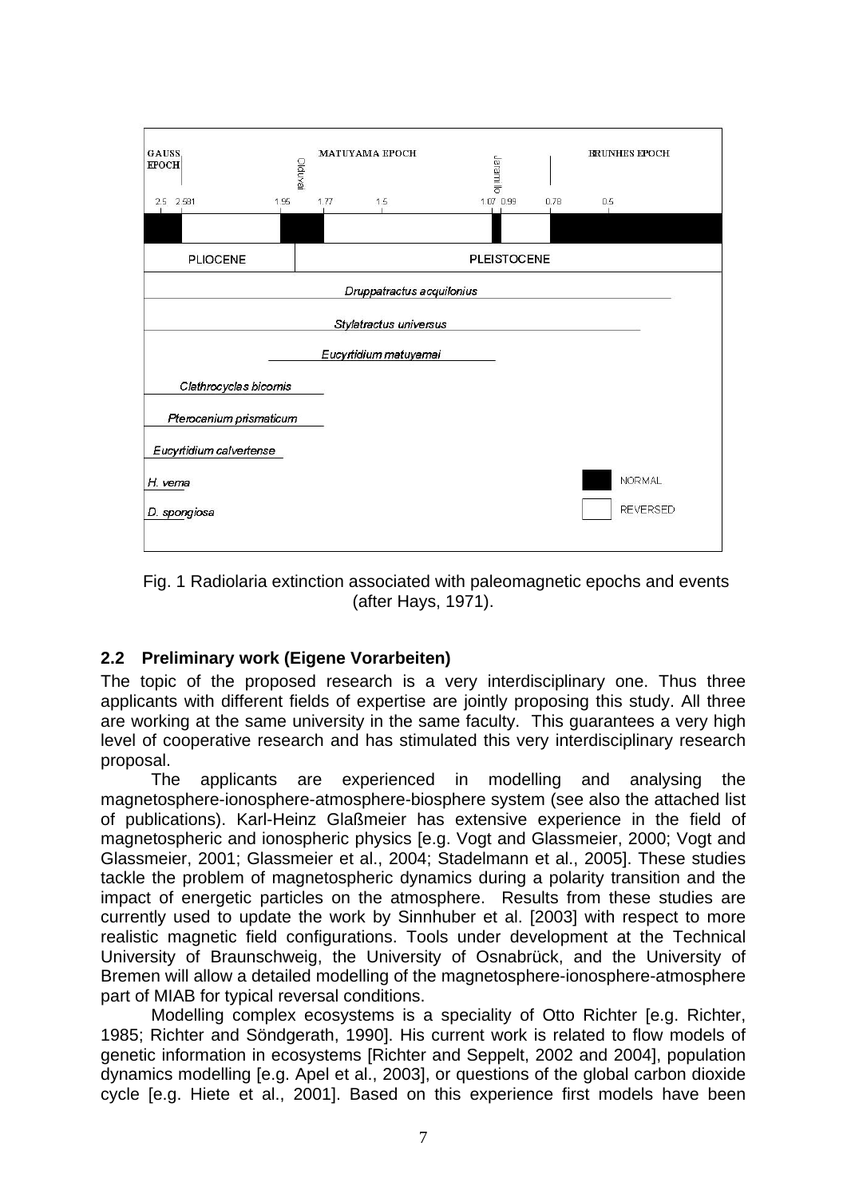| GAUSS EPOCH | Olduvai | MATUYAMA EPOCH | Jaramillo | BRUNHES EPOCH |
|---|---|---|---|---|
| 2.5  2.581 | 1.95  1.77 | 1.5 | 1.07  0.99 | 0.78  0.5 |
| PLIOCENE | | PLEISTOCENE | | |

*Druppatractus acquilonius*

*Stylatractus universus*

*Eucyrtidium matuyamai*

*Clathrocyclas bicornis*

*Pterocanium prismaticum*

*Eucyrtidium calvertense*

*H. vema*

*D. spongiosa*

NORMAL

REVERSED

Fig. 1 Radiolaria extinction associated with paleomagnetic epochs and events (after Hays, 1971).

### 2.2 Preliminary work (Eigene Vorarbeiten)

The topic of the proposed research is a very interdisciplinary one. Thus three applicants with different fields of expertise are jointly proposing this study. All three are working at the same university in the same faculty. This guarantees a very high level of cooperative research and has stimulated this very interdisciplinary research proposal.

The applicants are experienced in modelling and analysing the magnetosphere-ionosphere-atmosphere-biosphere system (see also the attached list of publications). Karl-Heinz Glaßmeier has extensive experience in the field of magnetospheric and ionospheric physics [e.g. Vogt and Glassmeier, 2000; Vogt and Glassmeier, 2001; Glassmeier et al., 2004; Stadelmann et al., 2005]. These studies tackle the problem of magnetospheric dynamics during a polarity transition and the impact of energetic particles on the atmosphere. Results from these studies are currently used to update the work by Sinnhuber et al. [2003] with respect to more realistic magnetic field configurations. Tools under development at the Technical University of Braunschweig, the University of Osnabrück, and the University of Bremen will allow a detailed modelling of the magnetosphere-ionosphere-atmosphere part of MIAB for typical reversal conditions.

Modelling complex ecosystems is a speciality of Otto Richter [e.g. Richter, 1985; Richter and Söndgerath, 1990]. His current work is related to flow models of genetic information in ecosystems [Richter and Seppelt, 2002 and 2004], population dynamics modelling [e.g. Apel et al., 2003], or questions of the global carbon dioxide cycle [e.g. Hiete et al., 2001]. Based on this experience first models have been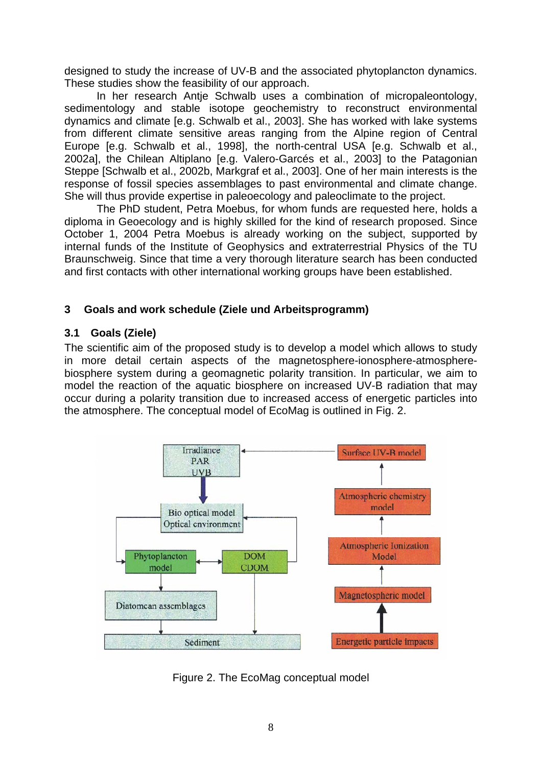designed to study the increase of UV-B and the associated phytoplancton dynamics. These studies show the feasibility of our approach.

In her research Antje Schwalb uses a combination of micropaleontology, sedimentology and stable isotope geochemistry to reconstruct environmental dynamics and climate [e.g. Schwalb et al., 2003]. She has worked with lake systems from different climate sensitive areas ranging from the Alpine region of Central Europe [e.g. Schwalb et al., 1998], the north-central USA [e.g. Schwalb et al., 2002a], the Chilean Altiplano [e.g. Valero-Garcés et al., 2003] to the Patagonian Steppe [Schwalb et al., 2002b, Markgraf et al., 2003]. One of her main interests is the response of fossil species assemblages to past environmental and climate change. She will thus provide expertise in paleoecology and paleoclimate to the project.

The PhD student, Petra Moebus, for whom funds are requested here, holds a diploma in Geoecology and is highly skilled for the kind of research proposed. Since October 1, 2004 Petra Moebus is already working on the subject, supported by internal funds of the Institute of Geophysics and extraterrestrial Physics of the TU Braunschweig. Since that time a very thorough literature search has been conducted and first contacts with other international working groups have been established.

## 3 Goals and work schedule (Ziele und Arbeitsprogramm)

### 3.1 Goals (Ziele)

The scientific aim of the proposed study is to develop a model which allows to study in more detail certain aspects of the magnetosphere-ionosphere-atmosphere-biosphere system during a geomagnetic polarity transition. In particular, we aim to model the reaction of the aquatic biosphere on increased UV-B radiation that may occur during a polarity transition due to increased access of energetic particles into the atmosphere. The conceptual model of EcoMag is outlined in Fig. 2.

Figure 2. The EcoMag conceptual model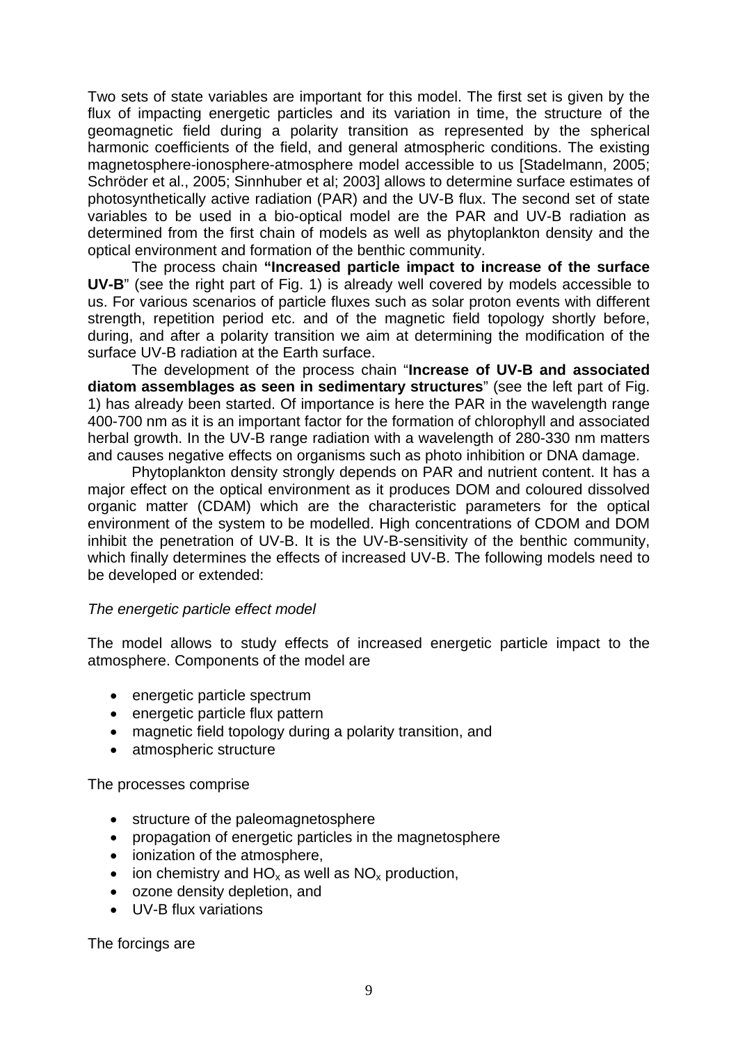Two sets of state variables are important for this model. The first set is given by the flux of impacting energetic particles and its variation in time, the structure of the geomagnetic field during a polarity transition as represented by the spherical harmonic coefficients of the field, and general atmospheric conditions. The existing magnetosphere-ionosphere-atmosphere model accessible to us [Stadelmann, 2005; Schröder et al., 2005; Sinnhuber et al; 2003] allows to determine surface estimates of photosynthetically active radiation (PAR) and the UV-B flux. The second set of state variables to be used in a bio-optical model are the PAR and UV-B radiation as determined from the first chain of models as well as phytoplankton density and the optical environment and formation of the benthic community.

The process chain **"Increased particle impact to increase of the surface UV-B**" (see the right part of Fig. 1) is already well covered by models accessible to us. For various scenarios of particle fluxes such as solar proton events with different strength, repetition period etc. and of the magnetic field topology shortly before, during, and after a polarity transition we aim at determining the modification of the surface UV-B radiation at the Earth surface.

The development of the process chain "**Increase of UV-B and associated diatom assemblages as seen in sedimentary structures**" (see the left part of Fig. 1) has already been started. Of importance is here the PAR in the wavelength range 400-700 nm as it is an important factor for the formation of chlorophyll and associated herbal growth. In the UV-B range radiation with a wavelength of 280-330 nm matters and causes negative effects on organisms such as photo inhibition or DNA damage.

Phytoplankton density strongly depends on PAR and nutrient content. It has a major effect on the optical environment as it produces DOM and coloured dissolved organic matter (CDAM) which are the characteristic parameters for the optical environment of the system to be modelled. High concentrations of CDOM and DOM inhibit the penetration of UV-B. It is the UV-B-sensitivity of the benthic community, which finally determines the effects of increased UV-B. The following models need to be developed or extended:

*The energetic particle effect model*

The model allows to study effects of increased energetic particle impact to the atmosphere. Components of the model are

- energetic particle spectrum
- energetic particle flux pattern
- magnetic field topology during a polarity transition, and
- atmospheric structure

The processes comprise

- structure of the paleomagnetosphere
- propagation of energetic particles in the magnetosphere
- ionization of the atmosphere,
- ion chemistry and $HO_x$ as well as $NO_x$ production,
- ozone density depletion, and
- UV-B flux variations

The forcings are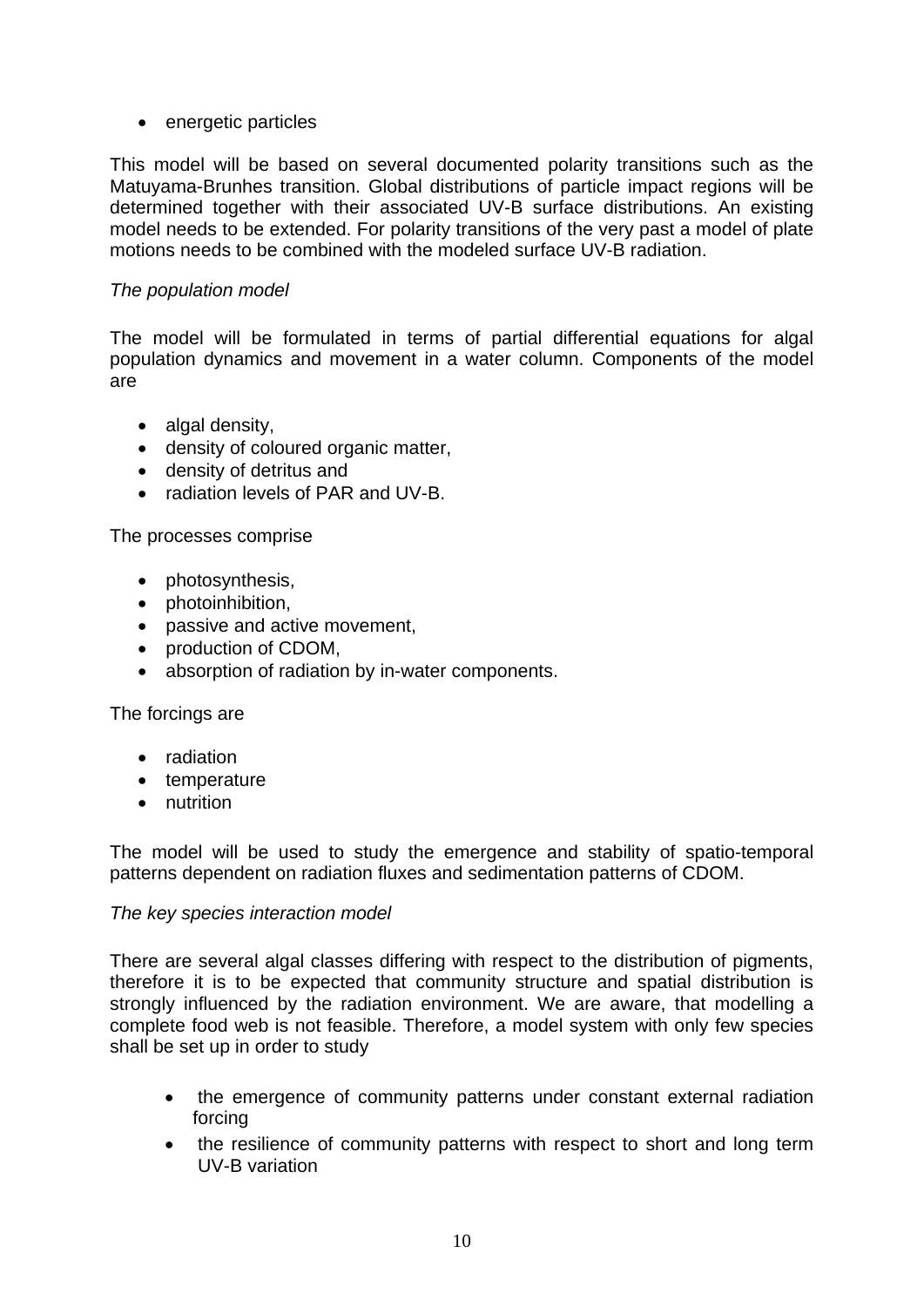- energetic particles

This model will be based on several documented polarity transitions such as the Matuyama-Brunhes transition. Global distributions of particle impact regions will be determined together with their associated UV-B surface distributions. An existing model needs to be extended. For polarity transitions of the very past a model of plate motions needs to be combined with the modeled surface UV-B radiation.

*The population model*

The model will be formulated in terms of partial differential equations for algal population dynamics and movement in a water column. Components of the model are

- algal density,
- density of coloured organic matter,
- density of detritus and
- radiation levels of PAR and UV-B.

The processes comprise

- photosynthesis,
- photoinhibition,
- passive and active movement,
- production of CDOM,
- absorption of radiation by in-water components.

The forcings are

- radiation
- temperature
- nutrition

The model will be used to study the emergence and stability of spatio-temporal patterns dependent on radiation fluxes and sedimentation patterns of CDOM.

*The key species interaction model*

There are several algal classes differing with respect to the distribution of pigments, therefore it is to be expected that community structure and spatial distribution is strongly influenced by the radiation environment. We are aware, that modelling a complete food web is not feasible. Therefore, a model system with only few species shall be set up in order to study

- the emergence of community patterns under constant external radiation forcing
- the resilience of community patterns with respect to short and long term UV-B variation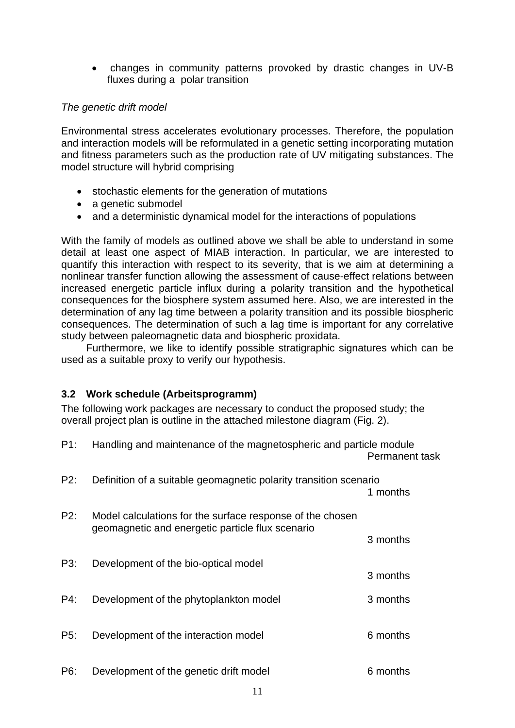- changes in community patterns provoked by drastic changes in UV-B fluxes during a polar transition

*The genetic drift model*

Environmental stress accelerates evolutionary processes. Therefore, the population and interaction models will be reformulated in a genetic setting incorporating mutation and fitness parameters such as the production rate of UV mitigating substances. The model structure will hybrid comprising

- stochastic elements for the generation of mutations
- a genetic submodel
- and a deterministic dynamical model for the interactions of populations

With the family of models as outlined above we shall be able to understand in some detail at least one aspect of MIAB interaction. In particular, we are interested to quantify this interaction with respect to its severity, that is we aim at determining a nonlinear transfer function allowing the assessment of cause-effect relations between increased energetic particle influx during a polarity transition and the hypothetical consequences for the biosphere system assumed here. Also, we are interested in the determination of any lag time between a polarity transition and its possible biospheric consequences. The determination of such a lag time is important for any correlative study between paleomagnetic data and biospheric proxidata.

Furthermore, we like to identify possible stratigraphic signatures which can be used as a suitable proxy to verify our hypothesis.

### 3.2 Work schedule (Arbeitsprogramm)

The following work packages are necessary to conduct the proposed study; the overall project plan is outline in the attached milestone diagram (Fig. 2).

P1: Handling and maintenance of the magnetospheric and particle module
Permanent task

P2: Definition of a suitable geomagnetic polarity transition scenario
1 months

P2: Model calculations for the surface response of the chosen geomagnetic and energetic particle flux scenario
3 months

P3: Development of the bio-optical model
3 months

P4: Development of the phytoplankton model
3 months

P5: Development of the interaction model
6 months

P6: Development of the genetic drift model
6 months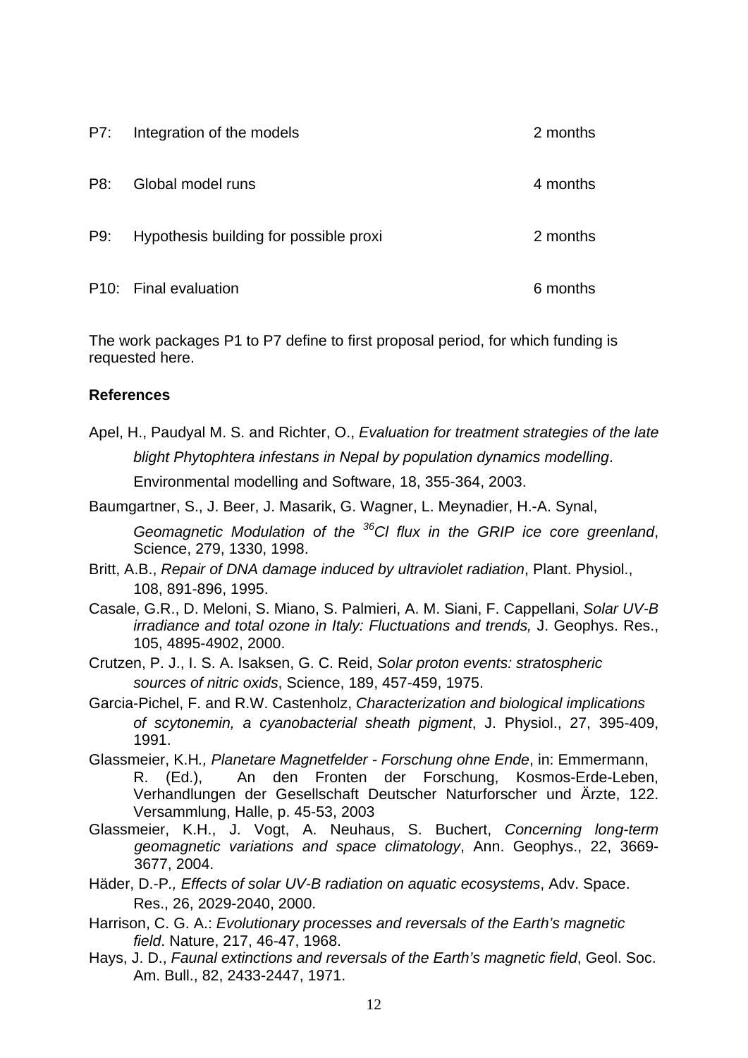| | | |
|---|---|---|
| P7: | Integration of the models | 2 months |
| P8: | Global model runs | 4 months |
| P9: | Hypothesis building for possible proxi | 2 months |
| P10: | Final evaluation | 6 months |

The work packages P1 to P7 define to first proposal period, for which funding is requested here.

**References**

Apel, H., Paudyal M. S. and Richter, O., *Evaluation for treatment strategies of the late blight Phytophtera infestans in Nepal by population dynamics modelling*. Environmental modelling and Software, 18, 355-364, 2003.

Baumgartner, S., J. Beer, J. Masarik, G. Wagner, L. Meynadier, H.-A. Synal, *Geomagnetic Modulation of the $^{36}$Cl flux in the GRIP ice core greenland*, Science, 279, 1330, 1998.

Britt, A.B., *Repair of DNA damage induced by ultraviolet radiation*, Plant. Physiol., 108, 891-896, 1995.

Casale, G.R., D. Meloni, S. Miano, S. Palmieri, A. M. Siani, F. Cappellani, *Solar UV-B irradiance and total ozone in Italy: Fluctuations and trends,* J. Geophys. Res., 105, 4895-4902, 2000.

Crutzen, P. J., I. S. A. Isaksen, G. C. Reid, *Solar proton events: stratospheric sources of nitric oxids*, Science, 189, 457-459, 1975.

Garcia-Pichel, F. and R.W. Castenholz, *Characterization and biological implications of scytonemin, a cyanobacterial sheath pigment*, J. Physiol., 27, 395-409, 1991.

Glassmeier, K.H*., Planetare Magnetfelder - Forschung ohne Ende*, in: Emmermann, R. (Ed.), An den Fronten der Forschung, Kosmos-Erde-Leben, Verhandlungen der Gesellschaft Deutscher Naturforscher und Ärzte, 122. Versammlung, Halle, p. 45-53, 2003

Glassmeier, K.H., J. Vogt, A. Neuhaus, S. Buchert, *Concerning long-term geomagnetic variations and space climatology*, Ann. Geophys., 22, 3669-3677, 2004.

Häder, D.-P*., Effects of solar UV-B radiation on aquatic ecosystems*, Adv. Space. Res., 26, 2029-2040, 2000.

Harrison, C. G. A.: *Evolutionary processes and reversals of the Earth's magnetic field*. Nature, 217, 46-47, 1968.

Hays, J. D., *Faunal extinctions and reversals of the Earth's magnetic field*, Geol. Soc. Am. Bull., 82, 2433-2447, 1971.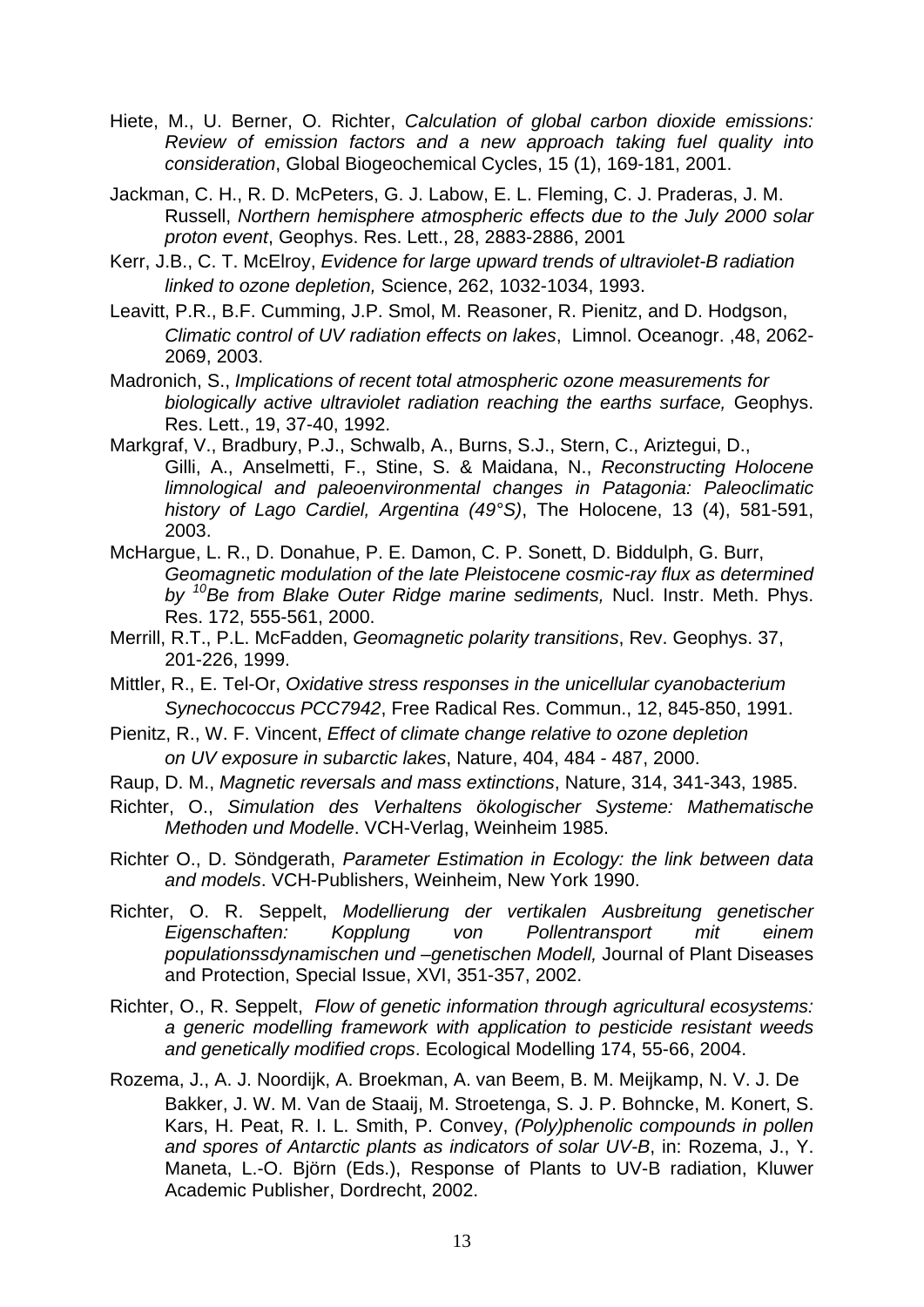Hiete, M., U. Berner, O. Richter, *Calculation of global carbon dioxide emissions: Review of emission factors and a new approach taking fuel quality into consideration*, Global Biogeochemical Cycles, 15 (1), 169-181, 2001.

Jackman, C. H., R. D. McPeters, G. J. Labow, E. L. Fleming, C. J. Praderas, J. M. Russell, *Northern hemisphere atmospheric effects due to the July 2000 solar proton event*, Geophys. Res. Lett., 28, 2883-2886, 2001

Kerr, J.B., C. T. McElroy, *Evidence for large upward trends of ultraviolet-B radiation linked to ozone depletion,* Science, 262, 1032-1034, 1993.

Leavitt, P.R., B.F. Cumming, J.P. Smol, M. Reasoner, R. Pienitz, and D. Hodgson, *Climatic control of UV radiation effects on lakes*, Limnol. Oceanogr. ,48, 2062-2069, 2003.

Madronich, S., *Implications of recent total atmospheric ozone measurements for biologically active ultraviolet radiation reaching the earths surface,* Geophys. Res. Lett., 19, 37-40, 1992.

Markgraf, V., Bradbury, P.J., Schwalb, A., Burns, S.J., Stern, C., Ariztegui, D., Gilli, A., Anselmetti, F., Stine, S. & Maidana, N., *Reconstructing Holocene limnological and paleoenvironmental changes in Patagonia: Paleoclimatic history of Lago Cardiel, Argentina (49°S)*, The Holocene, 13 (4), 581-591, 2003.

McHargue, L. R., D. Donahue, P. E. Damon, C. P. Sonett, D. Biddulph, G. Burr, *Geomagnetic modulation of the late Pleistocene cosmic-ray flux as determined by $^{10}$Be from Blake Outer Ridge marine sediments,* Nucl. Instr. Meth. Phys. Res. 172, 555-561, 2000.

Merrill, R.T., P.L. McFadden, *Geomagnetic polarity transitions*, Rev. Geophys. 37, 201-226, 1999.

Mittler, R., E. Tel-Or, *Oxidative stress responses in the unicellular cyanobacterium Synechococcus PCC7942*, Free Radical Res. Commun., 12, 845-850, 1991.

Pienitz, R., W. F. Vincent, *Effect of climate change relative to ozone depletion on UV exposure in subarctic lakes*, Nature, 404, 484 - 487, 2000.

Raup, D. M., *Magnetic reversals and mass extinctions*, Nature, 314, 341-343, 1985.

Richter, O., *Simulation des Verhaltens ökologischer Systeme: Mathematische Methoden und Modelle*. VCH-Verlag, Weinheim 1985.

Richter O., D. Söndgerath, *Parameter Estimation in Ecology: the link between data and models*. VCH-Publishers, Weinheim, New York 1990.

Richter, O. R. Seppelt, *Modellierung der vertikalen Ausbreitung genetischer Eigenschaften: Kopplung von Pollentransport mit einem populationssdynamischen und –genetischen Modell,* Journal of Plant Diseases and Protection, Special Issue, XVI, 351-357, 2002.

Richter, O., R. Seppelt, *Flow of genetic information through agricultural ecosystems: a generic modelling framework with application to pesticide resistant weeds and genetically modified crops*. Ecological Modelling 174, 55-66, 2004.

Rozema, J., A. J. Noordijk, A. Broekman, A. van Beem, B. M. Meijkamp, N. V. J. De Bakker, J. W. M. Van de Staaij, M. Stroetenga, S. J. P. Bohncke, M. Konert, S. Kars, H. Peat, R. I. L. Smith, P. Convey, *(Poly)phenolic compounds in pollen and spores of Antarctic plants as indicators of solar UV-B*, in: Rozema, J., Y. Maneta, L.-O. Björn (Eds.), Response of Plants to UV-B radiation, Kluwer Academic Publisher, Dordrecht, 2002.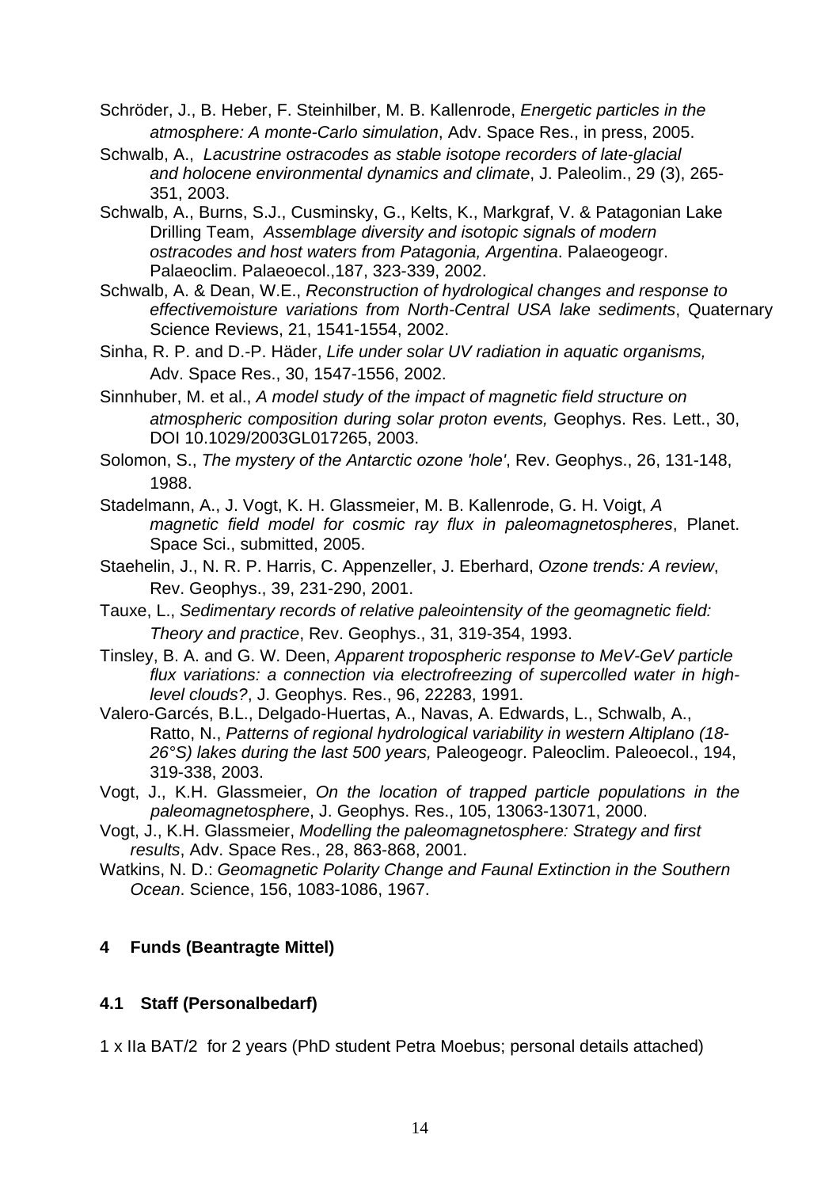Schröder, J., B. Heber, F. Steinhilber, M. B. Kallenrode, *Energetic particles in the atmosphere: A monte-Carlo simulation*, Adv. Space Res., in press, 2005.

Schwalb, A., *Lacustrine ostracodes as stable isotope recorders of late-glacial and holocene environmental dynamics and climate*, J. Paleolim., 29 (3), 265-351, 2003.

Schwalb, A., Burns, S.J., Cusminsky, G., Kelts, K., Markgraf, V. & Patagonian Lake Drilling Team, *Assemblage diversity and isotopic signals of modern ostracodes and host waters from Patagonia, Argentina*. Palaeogeogr. Palaeoclim. Palaeoecol.,187, 323-339, 2002.

Schwalb, A. & Dean, W.E., *Reconstruction of hydrological changes and response to effectivemoisture variations from North-Central USA lake sediments*, Quaternary Science Reviews, 21, 1541-1554, 2002.

Sinha, R. P. and D.-P. Häder, *Life under solar UV radiation in aquatic organisms,* Adv. Space Res., 30, 1547-1556, 2002.

Sinnhuber, M. et al., *A model study of the impact of magnetic field structure on atmospheric composition during solar proton events,* Geophys. Res. Lett., 30, DOI 10.1029/2003GL017265, 2003.

Solomon, S., *The mystery of the Antarctic ozone 'hole'*, Rev. Geophys., 26, 131-148, 1988.

Stadelmann, A., J. Vogt, K. H. Glassmeier, M. B. Kallenrode, G. H. Voigt, *A magnetic field model for cosmic ray flux in paleomagnetospheres*, Planet. Space Sci., submitted, 2005.

Staehelin, J., N. R. P. Harris, C. Appenzeller, J. Eberhard, *Ozone trends: A review*, Rev. Geophys., 39, 231-290, 2001.

Tauxe, L., *Sedimentary records of relative paleointensity of the geomagnetic field: Theory and practice*, Rev. Geophys., 31, 319-354, 1993.

Tinsley, B. A. and G. W. Deen, *Apparent tropospheric response to MeV-GeV particle flux variations: a connection via electrofreezing of supercolled water in high-level clouds?*, J. Geophys. Res., 96, 22283, 1991.

Valero-Garcés, B.L., Delgado-Huertas, A., Navas, A. Edwards, L., Schwalb, A., Ratto, N., *Patterns of regional hydrological variability in western Altiplano (18-26°S) lakes during the last 500 years,* Paleogeogr. Paleoclim. Paleoecol., 194, 319-338, 2003.

Vogt, J., K.H. Glassmeier, *On the location of trapped particle populations in the paleomagnetosphere*, J. Geophys. Res., 105, 13063-13071, 2000.

Vogt, J., K.H. Glassmeier, *Modelling the paleomagnetosphere: Strategy and first results*, Adv. Space Res., 28, 863-868, 2001.

Watkins, N. D.: *Geomagnetic Polarity Change and Faunal Extinction in the Southern Ocean*. Science, 156, 1083-1086, 1967.

## 4 Funds (Beantragte Mittel)

### 4.1 Staff (Personalbedarf)

1 x IIa BAT/2 for 2 years (PhD student Petra Moebus; personal details attached)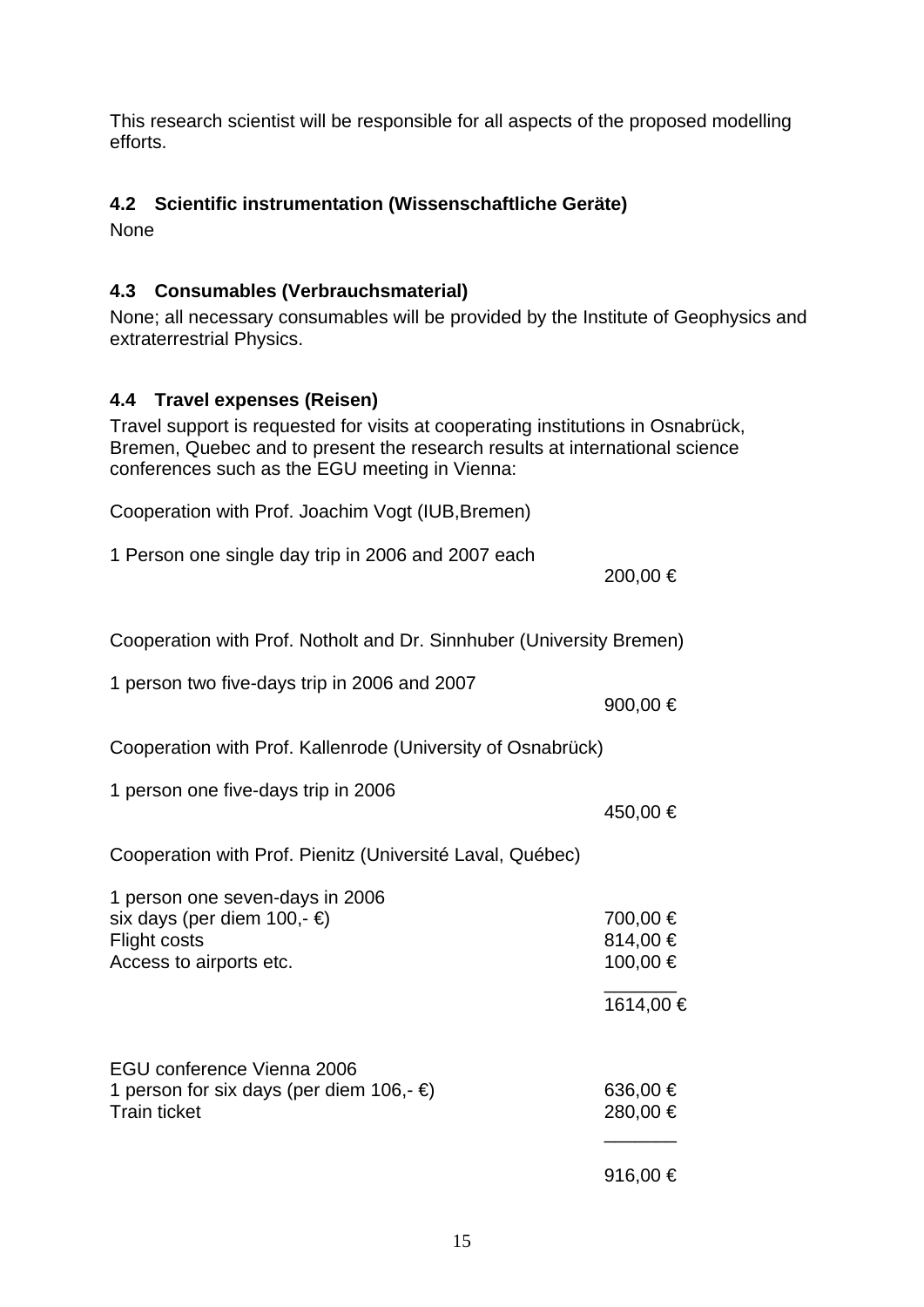This research scientist will be responsible for all aspects of the proposed modelling efforts.

### 4.2 Scientific instrumentation (Wissenschaftliche Geräte)

None

### 4.3 Consumables (Verbrauchsmaterial)

None; all necessary consumables will be provided by the Institute of Geophysics and extraterrestrial Physics.

### 4.4 Travel expenses (Reisen)

Travel support is requested for visits at cooperating institutions in Osnabrück, Bremen, Quebec and to present the research results at international science conferences such as the EGU meeting in Vienna:

Cooperation with Prof. Joachim Vogt (IUB,Bremen)

| | |
|---|---|
| 1 Person one single day trip in 2006 and 2007 each | 200,00 € |

Cooperation with Prof. Notholt and Dr. Sinnhuber (University Bremen)

| | |
|---|---|
| 1 person two five-days trip in 2006 and 2007 | 900,00 € |

Cooperation with Prof. Kallenrode (University of Osnabrück)

| | |
|---|---|
| 1 person one five-days trip in 2006 | 450,00 € |

Cooperation with Prof. Pienitz (Université Laval, Québec)

| | |
|---|---|
| 1 person one seven-days in 2006 | |
| six days (per diem 100,- €) | 700,00 € |
| Flight costs | 814,00 € |
| Access to airports etc. | 100,00 € |
| | 1614,00 € |

| | |
|---|---|
| EGU conference Vienna 2006 | |
| 1 person for six days (per diem 106,- €) | 636,00 € |
| Train ticket | 280,00 € |
| | 916,00 € |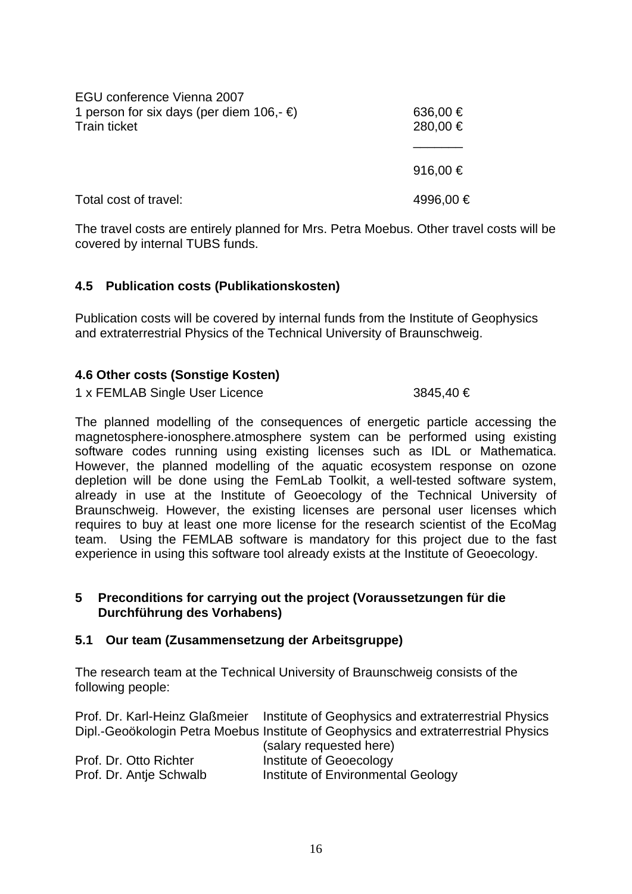| | |
|---|---|
| EGU conference Vienna 2007 | |
| 1 person for six days (per diem 106,- €) | 636,00 € |
| Train ticket | 280,00 € |
| | 916,00 € |
| Total cost of travel: | 4996,00 € |

The travel costs are entirely planned for Mrs. Petra Moebus. Other travel costs will be covered by internal TUBS funds.

### 4.5 Publication costs (Publikationskosten)

Publication costs will be covered by internal funds from the Institute of Geophysics and extraterrestrial Physics of the Technical University of Braunschweig.

### 4.6 Other costs (Sonstige Kosten)

1 x FEMLAB Single User Licence 3845,40 €

The planned modelling of the consequences of energetic particle accessing the magnetosphere-ionosphere.atmosphere system can be performed using existing software codes running using existing licenses such as IDL or Mathematica. However, the planned modelling of the aquatic ecosystem response on ozone depletion will be done using the FemLab Toolkit, a well-tested software system, already in use at the Institute of Geoecology of the Technical University of Braunschweig. However, the existing licenses are personal user licenses which requires to buy at least one more license for the research scientist of the EcoMag team. Using the FEMLAB software is mandatory for this project due to the fast experience in using this software tool already exists at the Institute of Geoecology.

## 5 Preconditions for carrying out the project (Voraussetzungen für die Durchführung des Vorhabens)

### 5.1 Our team (Zusammensetzung der Arbeitsgruppe)

The research team at the Technical University of Braunschweig consists of the following people:

| | |
|---|---|
| Prof. Dr. Karl-Heinz Glaßmeier | Institute of Geophysics and extraterrestrial Physics |
| Dipl.-Geoökologin Petra Moebus | Institute of Geophysics and extraterrestrial Physics (salary requested here) |
| Prof. Dr. Otto Richter | Institute of Geoecology |
| Prof. Dr. Antje Schwalb | Institute of Environmental Geology |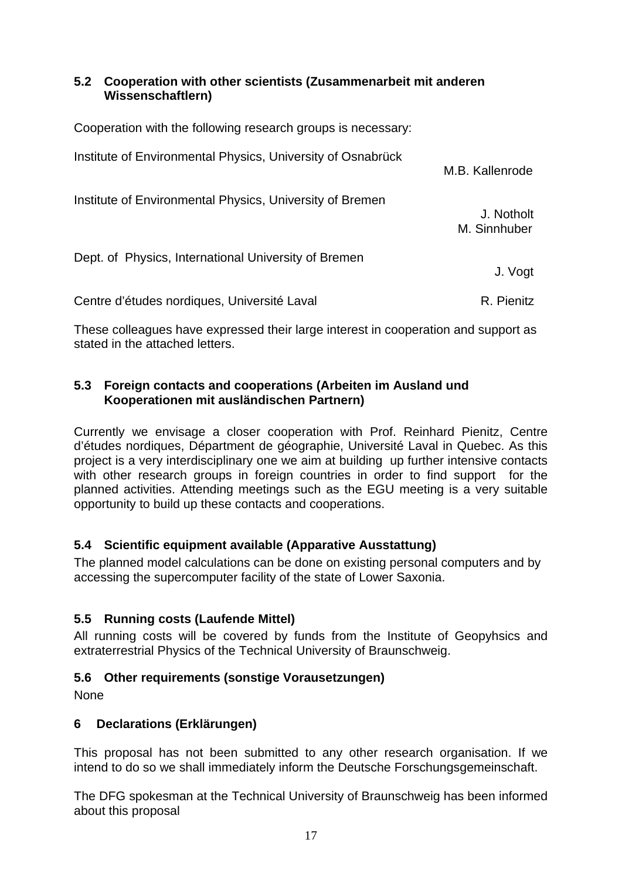### 5.2 Cooperation with other scientists (Zusammenarbeit mit anderen Wissenschaftlern)

Cooperation with the following research groups is necessary:

Institute of Environmental Physics, University of Osnabrück — M.B. Kallenrode

Institute of Environmental Physics, University of Bremen — J. Notholt, M. Sinnhuber

Dept. of Physics, International University of Bremen — J. Vogt

Centre d'études nordiques, Université Laval — R. Pienitz

These colleagues have expressed their large interest in cooperation and support as stated in the attached letters.

### 5.3 Foreign contacts and cooperations (Arbeiten im Ausland und Kooperationen mit ausländischen Partnern)

Currently we envisage a closer cooperation with Prof. Reinhard Pienitz, Centre d'études nordiques, Départment de géographie, Université Laval in Quebec. As this project is a very interdisciplinary one we aim at building up further intensive contacts with other research groups in foreign countries in order to find support for the planned activities. Attending meetings such as the EGU meeting is a very suitable opportunity to build up these contacts and cooperations.

### 5.4 Scientific equipment available (Apparative Ausstattung)

The planned model calculations can be done on existing personal computers and by accessing the supercomputer facility of the state of Lower Saxonia.

### 5.5 Running costs (Laufende Mittel)

All running costs will be covered by funds from the Institute of Geopyhsics and extraterrestrial Physics of the Technical University of Braunschweig.

### 5.6 Other requirements (sonstige Vorausetzungen)

None

## 6 Declarations (Erklärungen)

This proposal has not been submitted to any other research organisation. If we intend to do so we shall immediately inform the Deutsche Forschungsgemeinschaft.

The DFG spokesman at the Technical University of Braunschweig has been informed about this proposal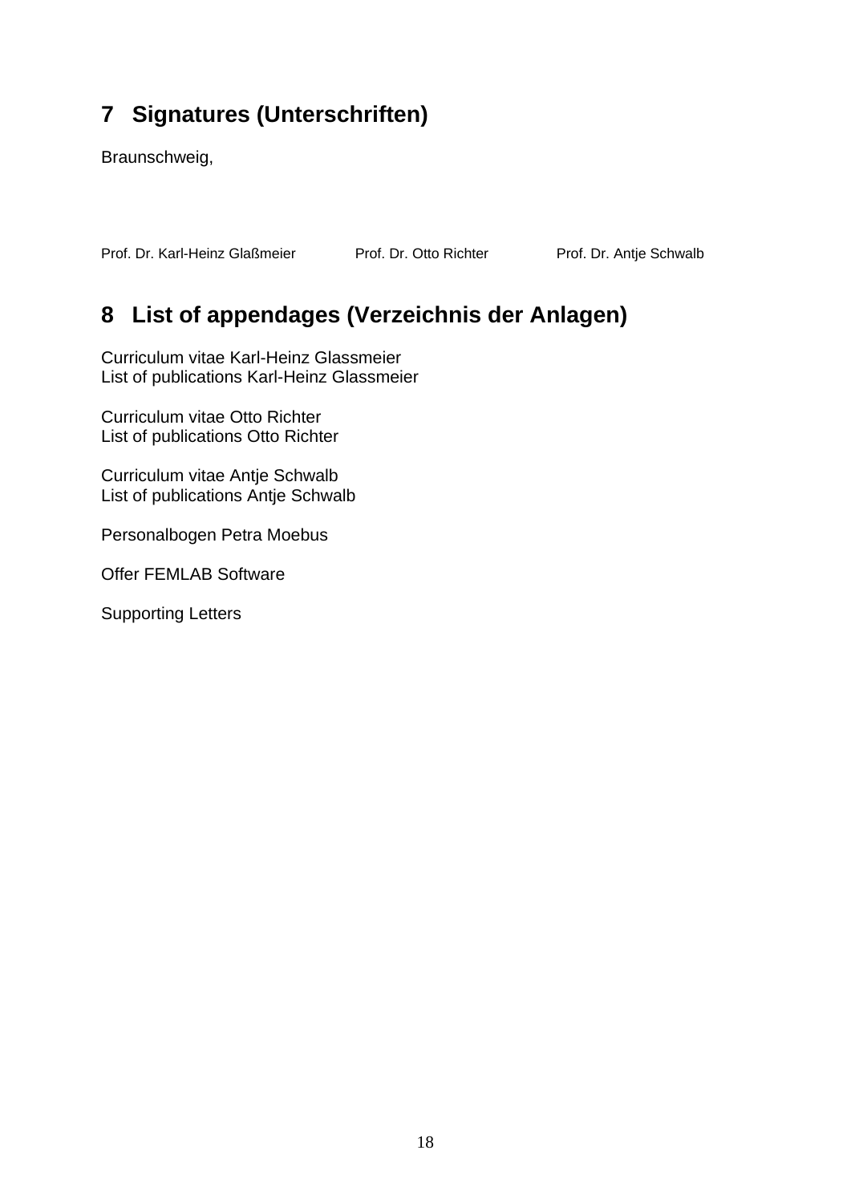# 7 Signatures (Unterschriften)

Braunschweig,

Prof. Dr. Karl-Heinz Glaßmeier Prof. Dr. Otto Richter Prof. Dr. Antje Schwalb

# 8 List of appendages (Verzeichnis der Anlagen)

Curriculum vitae Karl-Heinz Glassmeier
List of publications Karl-Heinz Glassmeier

Curriculum vitae Otto Richter
List of publications Otto Richter

Curriculum vitae Antje Schwalb
List of publications Antje Schwalb

Personalbogen Petra Moebus

Offer FEMLAB Software

Supporting Letters